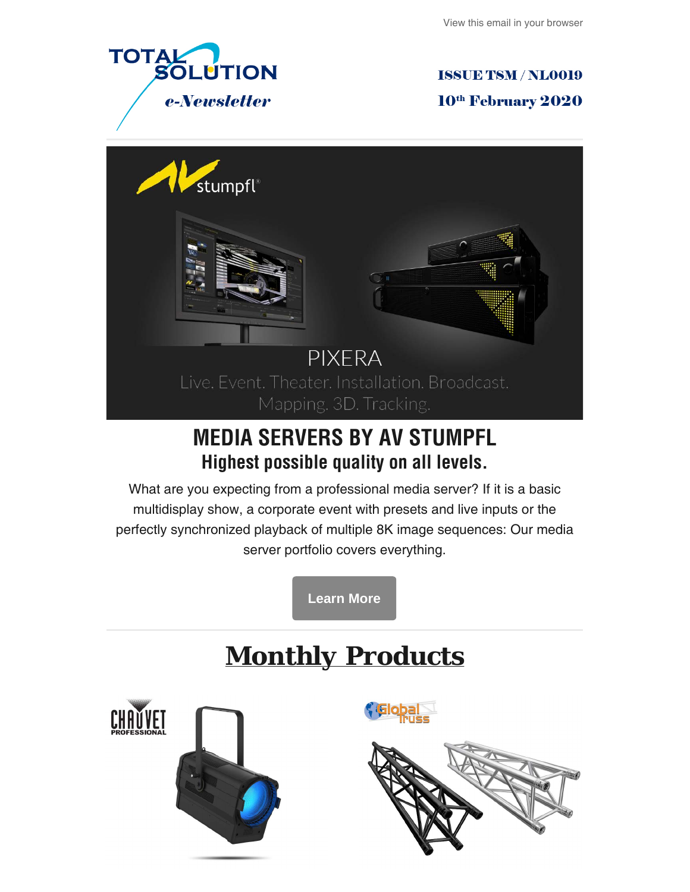View this email in your browser

TOTAL SOLUTION

*e-Newsletter*

**ISSUE TSM / NL0019**

**10th February 2020**

stumpfl

PIXERA

Live. Event. Theater. Installation. Broadcast. Mapping. 3D. Tracking.

## MEDIA SERVERS BY AV STUMPFL

### Highest possible quality on all levels.

What are you expecting from a professional media server? If it is a basic multidisplay show, a corporate event with presets and live inputs or the perfectly synchronized playback of multiple 8K image sequences: Our media server portfolio covers everything.

Learn More

# Monthly Products

CHAUVET PROFESSIONAL

Global Truss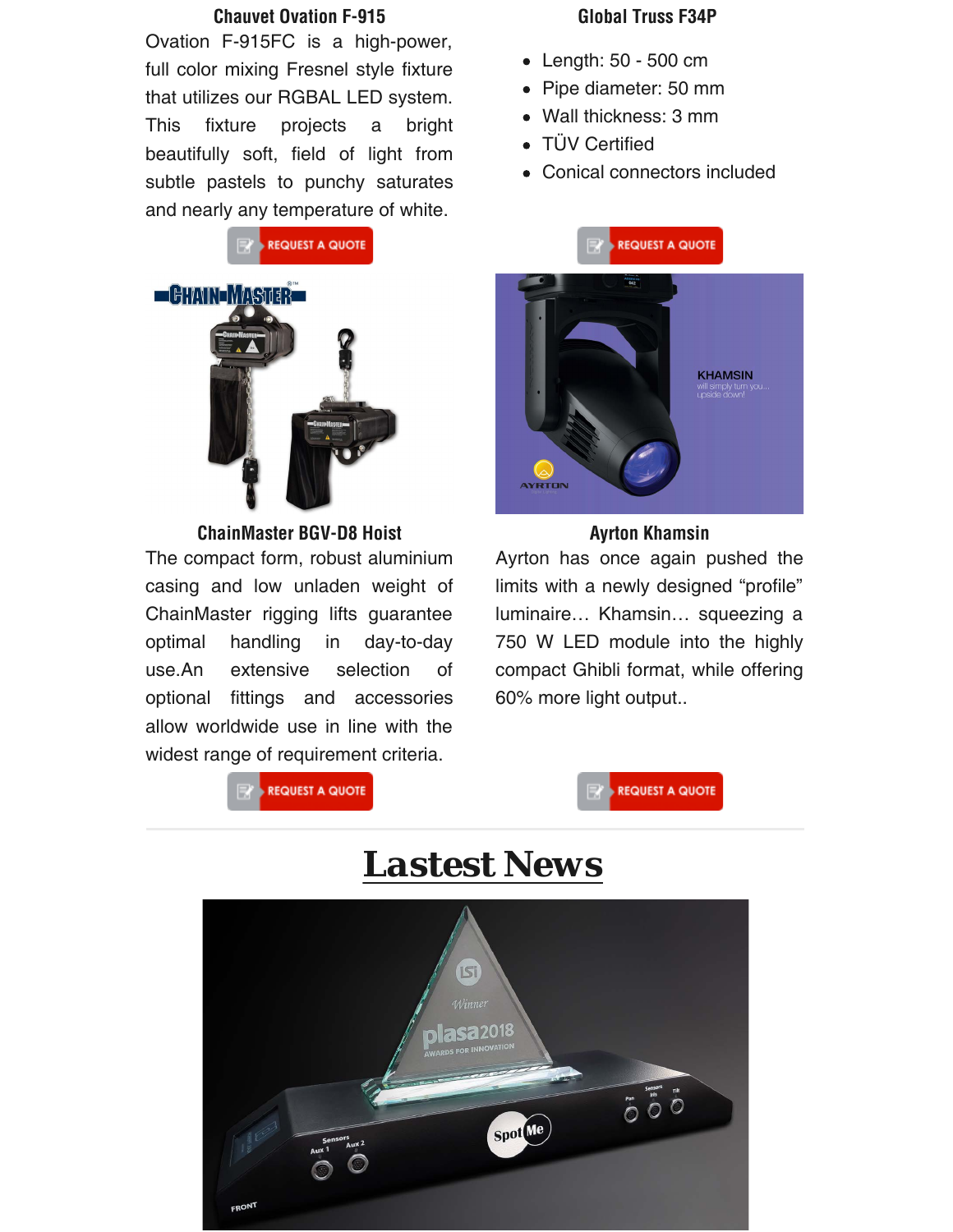### Chauvet Ovation F-915

Ovation F-915FC is a high-power, full color mixing Fresnel style fixture that utilizes our RGBAL LED system. This fixture projects a bright beautifully soft, field of light from subtle pastels to punchy saturates and nearly any temperature of white.

REQUEST A QUOTE

### Global Truss F34P

- Length: 50 - 500 cm
- Pipe diameter: 50 mm
- Wall thickness: 3 mm
- TÜV Certified
- Conical connectors included

REQUEST A QUOTE

### ChainMaster BGV-D8 Hoist

The compact form, robust aluminium casing and low unladen weight of ChainMaster rigging lifts guarantee optimal handling in day-to-day use.An extensive selection of optional fittings and accessories allow worldwide use in line with the widest range of requirement criteria.

REQUEST A QUOTE

### Ayrton Khamsin

Ayrton has once again pushed the limits with a newly designed “profile” luminaire… Khamsin… squeezing a 750 W LED module into the highly compact Ghibli format, while offering 60% more light output..

REQUEST A QUOTE

## Lastest News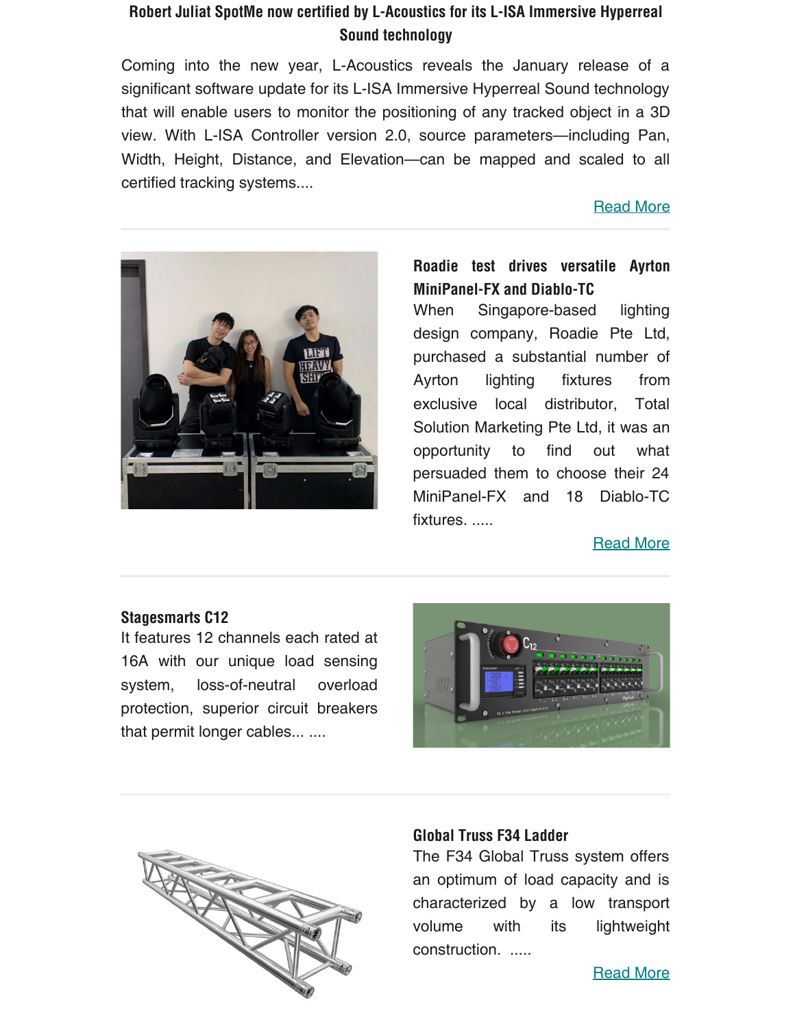## Robert Juliat SpotMe now certified by L-Acoustics for its L-ISA Immersive Hyperreal Sound technology

Coming into the new year, L-Acoustics reveals the January release of a significant software update for its L-ISA Immersive Hyperreal Sound technology that will enable users to monitor the positioning of any tracked object in a 3D view. With L-ISA Controller version 2.0, source parameters—including Pan, Width, Height, Distance, and Elevation—can be mapped and scaled to all certified tracking systems....

Read More

---

## Roadie test drives versatile Ayrton MiniPanel-FX and Diablo-TC

When Singapore-based lighting design company, Roadie Pte Ltd, purchased a substantial number of Ayrton lighting fixtures from exclusive local distributor, Total Solution Marketing Pte Ltd, it was an opportunity to find out what persuaded them to choose their 24 MiniPanel-FX and 18 Diablo-TC fixtures. .....

Read More

---

## Stagesmarts C12

It features 12 channels each rated at 16A with our unique load sensing system, loss-of-neutral overload protection, superior circuit breakers that permit longer cables... ....

---

## Global Truss F34 Ladder

The F34 Global Truss system offers an optimum of load capacity and is characterized by a low transport volume with its lightweight construction. .....

Read More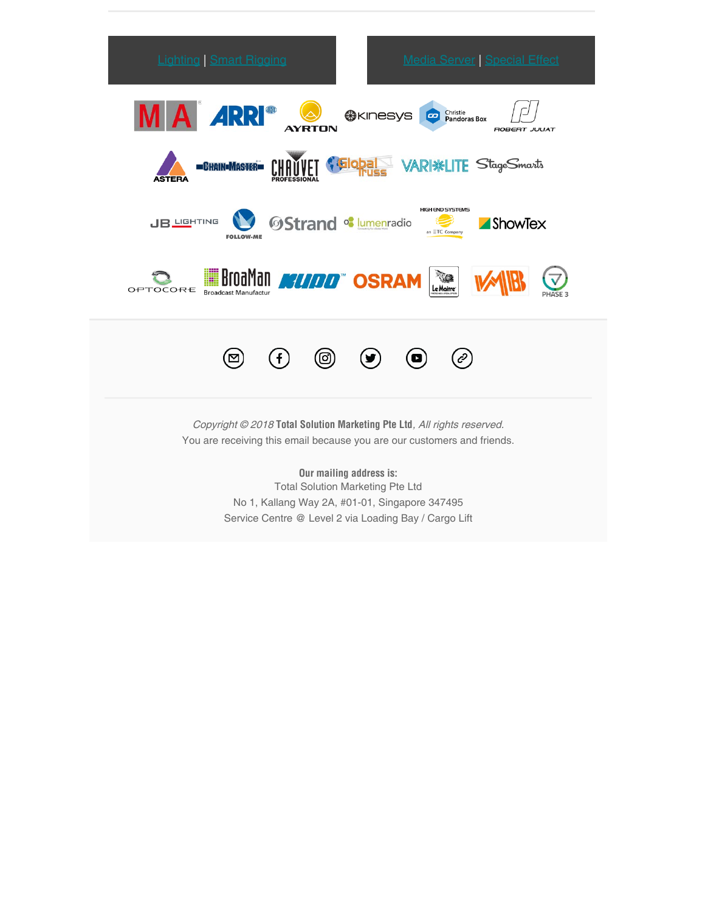Lighting | Smart Rigging

Media Server | Special Effect

*Copyright © 2018* **Total Solution Marketing Pte Ltd**, *All rights reserved.*
You are receiving this email because you are our customers and friends.

**Our mailing address is:**
Total Solution Marketing Pte Ltd
No 1, Kallang Way 2A, #01-01, Singapore 347495
Service Centre @ Level 2 via Loading Bay / Cargo Lift